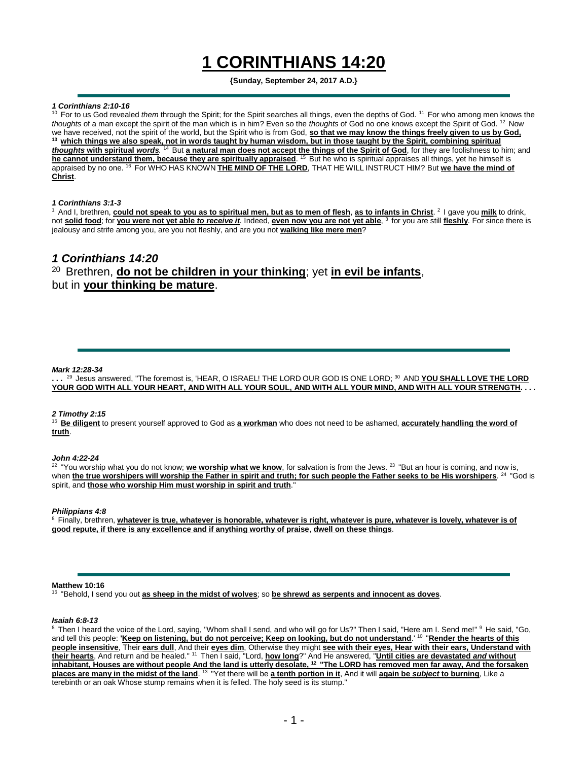# 1 CORINTHIANS 14:20

**{Sunday, September 24, 2017 A.D.}**

---

***1 Corinthians 2:10-16***

[10] For to us God revealed *them* through the Spirit; for the Spirit searches all things, even the depths of God. [11] For who among men knows the *thoughts* of a man except the spirit of the man which is in him? Even so the *thoughts* of God no one knows except the Spirit of God. [12] Now we have received, not the spirit of the world, but the Spirit who is from God, **so that we may know the things freely given to us by God,** [13] **which things we also speak, not in words taught by human wisdom, but in those taught by the Spirit, combining spiritual *thoughts* with spiritual *words*.** [14] But **a natural man does not accept the things of the Spirit of God**, for they are foolishness to him; and **he cannot understand them, because they are spiritually appraised**. [15] But he who is spiritual appraises all things, yet he himself is appraised by no one. [16] For WHO HAS KNOWN **THE MIND OF THE LORD**, THAT HE WILL INSTRUCT HIM? But **we have the mind of Christ**.

***1 Corinthians 3:1-3***

[1] And I, brethren, **could not speak to you as to spiritual men, but as to men of flesh**, **as to infants in Christ**. [2] I gave you **milk** to drink, not **solid food**; for **you were not yet able *to receive it***. Indeed, **even now you are not yet able**, [3] for you are still **fleshly**. For since there is jealousy and strife among you, are you not fleshly, and are you not **walking like mere men**?

## *1 Corinthians 14:20*

[20] Brethren, **do not be children in your thinking**; yet **in evil be infants**, but in **your thinking be mature**.

---

***Mark 12:28-34***

**. . .** [29] Jesus answered, "The foremost is, 'HEAR, O ISRAEL! THE LORD OUR GOD IS ONE LORD; [30] AND **YOU SHALL LOVE THE LORD YOUR GOD WITH ALL YOUR HEART, AND WITH ALL YOUR SOUL, AND WITH ALL YOUR MIND, AND WITH ALL YOUR STRENGTH. . . .**

***2 Timothy 2:15***

[15] **Be diligent** to present yourself approved to God as **a workman** who does not need to be ashamed, **accurately handling the word of truth**.

***John 4:22-24***

[22] "You worship what you do not know; **we worship what we know**, for salvation is from the Jews. [23] "But an hour is coming, and now is, when **the true worshipers will worship the Father in spirit and truth; for such people the Father seeks to be His worshipers**. [24] "God is spirit, and **those who worship Him must worship in spirit and truth**."

***Philippians 4:8***

[8] Finally, brethren, **whatever is true, whatever is honorable, whatever is right, whatever is pure, whatever is lovely, whatever is of good repute, if there is any excellence and if anything worthy of praise**, **dwell on these things**.

---

**Matthew 10:16**

[16] "Behold, I send you out **as sheep in the midst of wolves**; so **be shrewd as serpents and innocent as doves**.

***Isaiah 6:8-13***

[8] Then I heard the voice of the Lord, saying, "Whom shall I send, and who will go for Us?" Then I said, "Here am I. Send me!" [9] He said, "Go, and tell this people: **'Keep on listening, but do not perceive; Keep on looking, but do not understand**.' [10] "**Render the hearts of this people insensitive**, Their **ears dull**, And their **eyes dim**, Otherwise they might **see with their eyes, Hear with their ears, Understand with their hearts**, And return and be healed." [11] Then I said, "Lord, **how long**?" And He answered, "**Until cities are devastated *and* without inhabitant, Houses are without people And the land is utterly desolate,** [12] **"The LORD has removed men far away, And the forsaken places are many in the midst of the land**. [13] "Yet there will be **a tenth portion in it**, And it will **again be *subject* to burning**, Like a terebinth or an oak Whose stump remains when it is felled. The holy seed is its stump."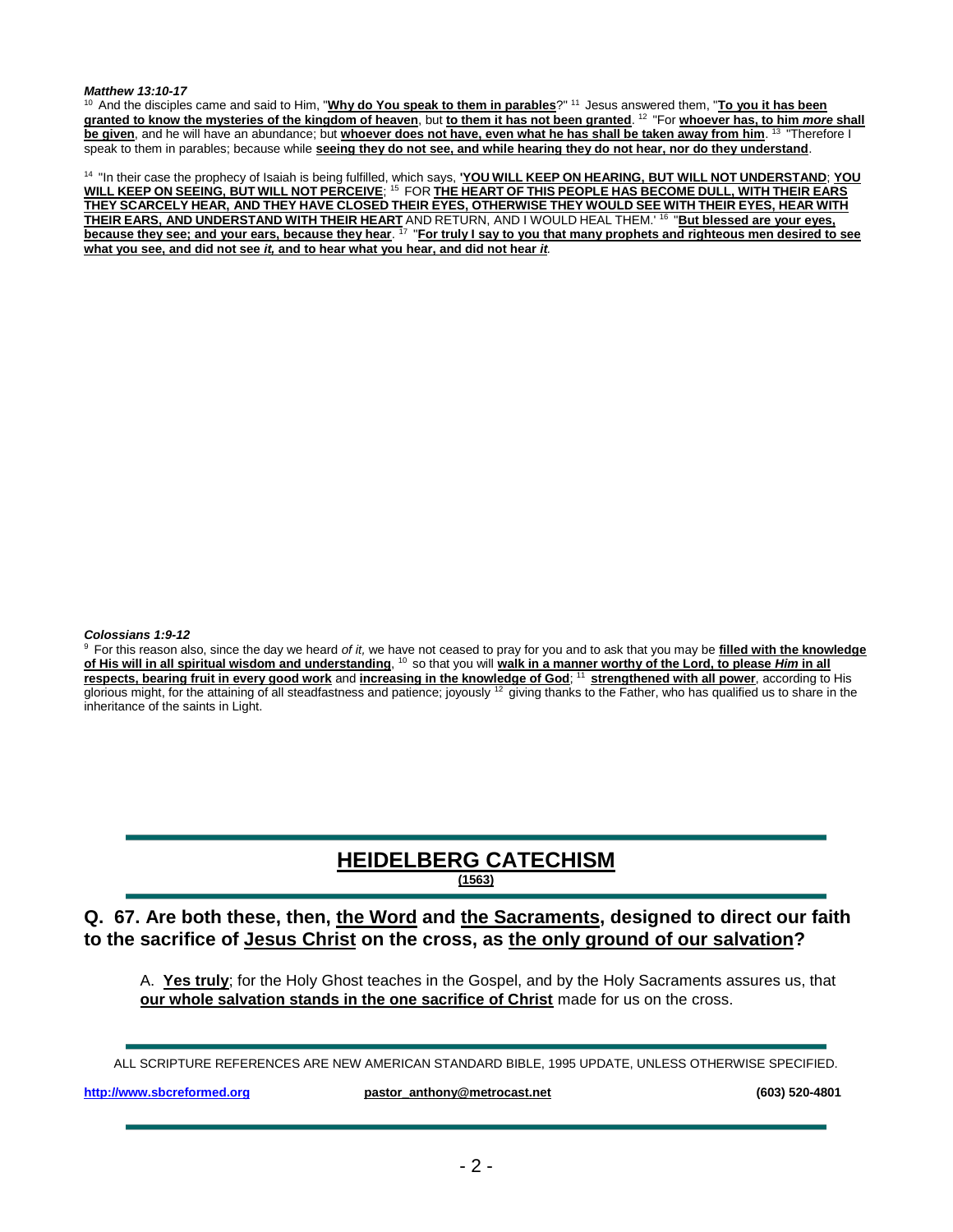***Matthew 13:10-17***

[10] And the disciples came and said to Him, "**Why do You speak to them in parables**?" [11] Jesus answered them, "**To you it has been granted to know the mysteries of the kingdom of heaven**, but **to them it has not been granted**. [12] "For **whoever has, to him *more* shall be given**, and he will have an abundance; but **whoever does not have, even what he has shall be taken away from him**. [13] "Therefore I speak to them in parables; because while **seeing they do not see, and while hearing they do not hear, nor do they understand**.

[14] "In their case the prophecy of Isaiah is being fulfilled, which says, '**YOU WILL KEEP ON HEARING, BUT WILL NOT UNDERSTAND**; **YOU WILL KEEP ON SEEING, BUT WILL NOT PERCEIVE**; [15] FOR **THE HEART OF THIS PEOPLE HAS BECOME DULL, WITH THEIR EARS THEY SCARCELY HEAR, AND THEY HAVE CLOSED THEIR EYES, OTHERWISE THEY WOULD SEE WITH THEIR EYES, HEAR WITH THEIR EARS, AND UNDERSTAND WITH THEIR HEART** AND RETURN, AND I WOULD HEAL THEM.' [16] "**But blessed are your eyes, because they see; and your ears, because they hear**. [17] "**For truly I say to you that many prophets and righteous men desired to see what you see, and did not see *it,* and to hear what you hear, and did not hear *it*.**

***Colossians 1:9-12***

[9] For this reason also, since the day we heard *of it,* we have not ceased to pray for you and to ask that you may be **filled with the knowledge of His will in all spiritual wisdom and understanding**, [10] so that you will **walk in a manner worthy of the Lord, to please *Him* in all respects, bearing fruit in every good work** and **increasing in the knowledge of God**; [11] **strengthened with all power**, according to His glorious might, for the attaining of all steadfastness and patience; joyously [12] giving thanks to the Father, who has qualified us to share in the inheritance of the saints in Light.

# HEIDELBERG CATECHISM

**(1563)**

## Q. 67. Are both these, then, the Word and the Sacraments, designed to direct our faith to the sacrifice of Jesus Christ on the cross, as the only ground of our salvation?

A. **Yes truly**; for the Holy Ghost teaches in the Gospel, and by the Holy Sacraments assures us, that **our whole salvation stands in the one sacrifice of Christ** made for us on the cross.

ALL SCRIPTURE REFERENCES ARE NEW AMERICAN STANDARD BIBLE, 1995 UPDATE, UNLESS OTHERWISE SPECIFIED.

**http://www.sbcreformed.org** **pastor_anthony@metrocast.net** **(603) 520-4801**